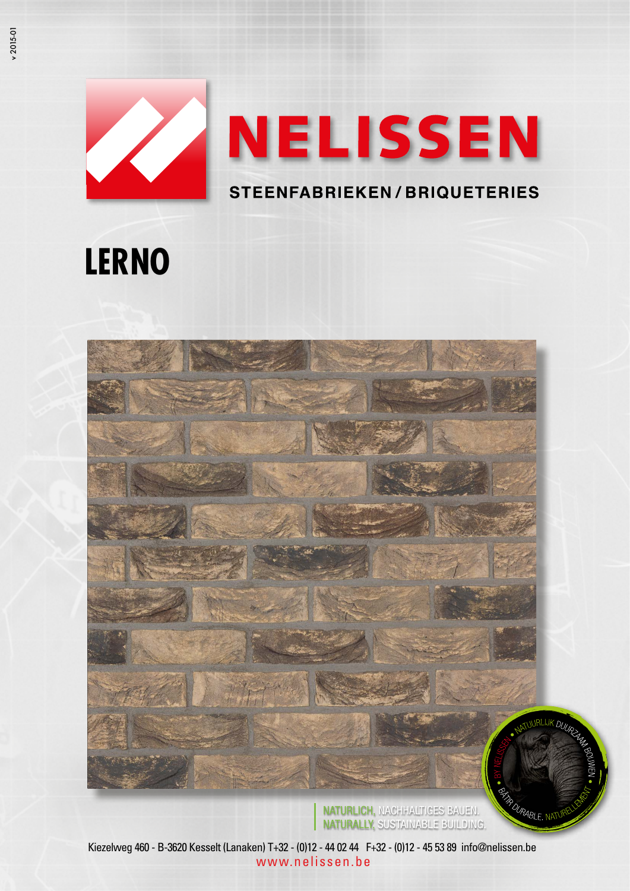v 2015-01

# NELISSEN

STEENFABRIEKEN / BRIQUETERIES

# LERNO

NATUURLIJK DUURZAAM BOUWEN • BÂTIR DURABLE, NATURELLEMENT • BY NELISSEN

NATÜRLICH, NACHHALTIGES BAUEN.
NATURALLY, SUSTAINABLE BUILDING.

Kiezelweg 460 - B-3620 Kesselt (Lanaken) T+32 - (0)12 - 44 02 44 F+32 - (0)12 - 45 53 89 info@nelissen.be
www.nelissen.be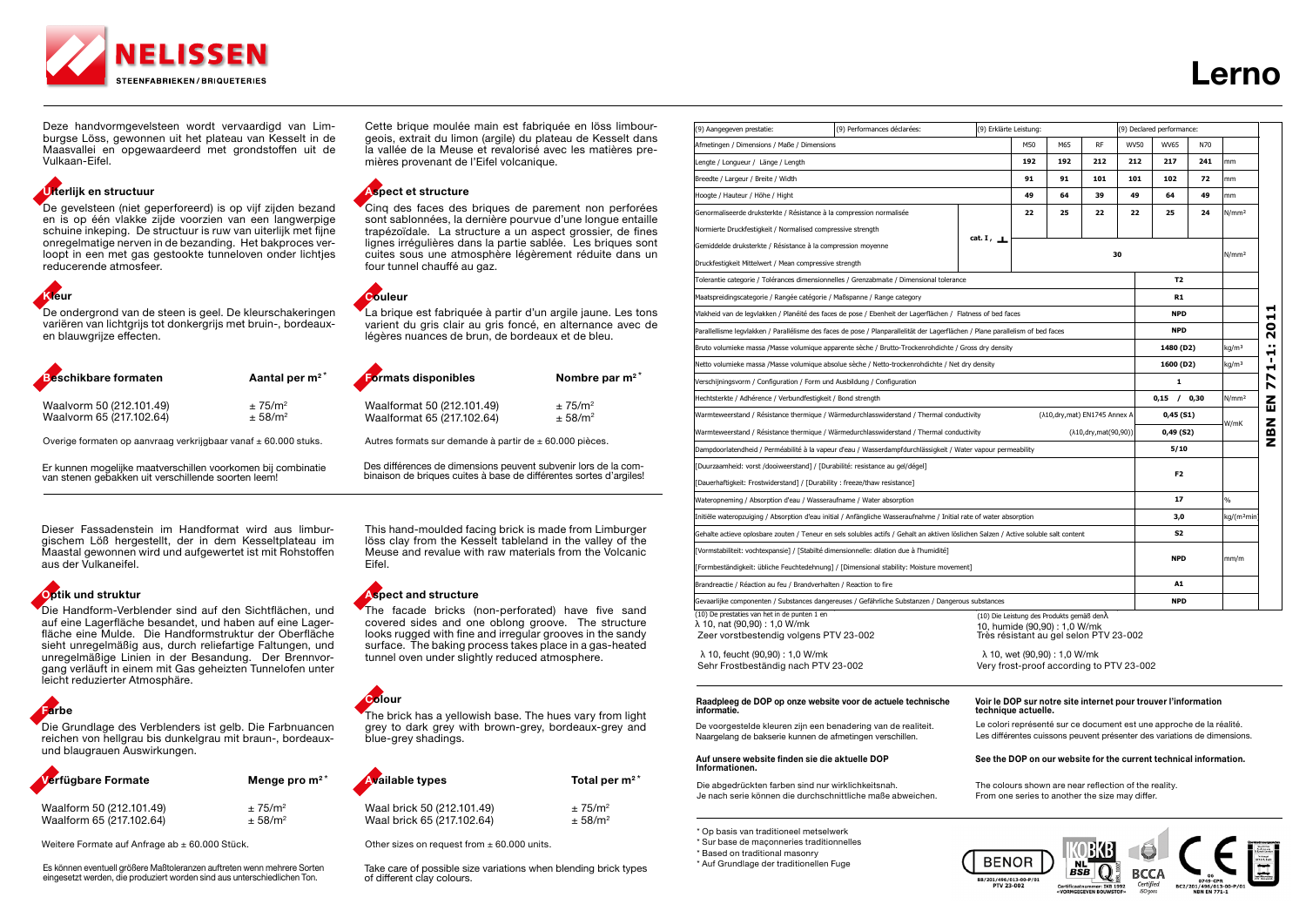NELISSEN
STEENFABRIEKEN / BRIQUETERIES

# Lerno

Deze handvormgevelsteen wordt vervaardigd van Limburgse Löss, gewonnen uit het plateau van Kesselt in de Maasvallei en opgewaardeerd met grondstoffen uit de Vulkaan-Eifel.

## Uiterlijk en structuur

De gevelsteen (niet geperforeerd) is op vijf zijden bezand en is op één vlakke zijde voorzien van een langwerpige schuine inkeping. De structuur is ruw van uiterlijk met fijne onregelmatige nerven in de bezanding. Het bakproces verloopt in een met gas gestookte tunneloven onder lichtjes reducerende atmosfeer.

## Kleur

De ondergrond van de steen is geel. De kleurschakeringen variëren van lichtgrijs tot donkergrijs met bruin-, bordeaux- en blauwgrijze effecten.

| Beschikbare formaten | Aantal per m²* |
|---|---|
| Waalvorm 50 (212.101.49) | ± 75/m² |
| Waalvorm 65 (217.102.64) | ± 58/m² |

Overige formaten op aanvraag verkrijgbaar vanaf ± 60.000 stuks.

Er kunnen mogelijke maatverschillen voorkomen bij combinatie van stenen gebakken uit verschillende soorten leem!

Cette brique moulée main est fabriquée en löss limbourgeois, extrait du limon (argile) du plateau de Kesselt dans la vallée de la Meuse et revalorisé avec les matières premières provenant de l'Eifel volcanique.

## Aspect et structure

Cinq des faces des briques de parement non perforées sont sablonnées, la dernière pourvue d'une longue entaille trapézoïdale. La structure a un aspect grossier, de fines lignes irrégulières dans la partie sablée. Les briques sont cuites sous une atmosphère légèrement réduite dans un four tunnel chauffé au gaz.

## Couleur

La brique est fabriquée à partir d'un argile jaune. Les tons varient du gris clair au gris foncé, en alternance avec de légères nuances de brun, de bordeaux et de bleu.

| Formats disponibles | Nombre par m²* |
|---|---|
| Waalformat 50 (212.101.49) | ± 75/m² |
| Waalformat 65 (217.102.64) | ± 58/m² |

Autres formats sur demande à partir de ± 60.000 pièces.

Des différences de dimensions peuvent subvenir lors de la combinaison de briques cuites à base de différentes sortes d'argiles!

Dieser Fassadenstein im Handformat wird aus limburgischem Löß hergestellt, der in dem Kesselplateau im Maastal gewonnen wird und aufgewertet ist mit Rohstoffen aus der Vulkaneifel.

## Optik und struktur

Die Handform-Verblender sind auf den Sichtflächen, und auf einer Lagerfläche besandet, und haben auf einer Lagerfläche eine Mulde. Die Handformstruktur der Oberfläche sieht unregelmäßig aus, durch reliefartige Faltungen, und unregelmäßige Linien in der Besandung. Der Brennvorgang verläuft in einem mit Gas geheizten Tunnelofen unter leicht reduzierter Atmosphäre.

## Farbe

Die Grundlage des Verblenders ist gelb. Die Farbnuancen reichen von hellgrau bis dunkelgrau mit braun-, bordeaux- und blaugrauen Auswirkungen.

| Verfügbare Formate | Menge pro m²* |
|---|---|
| Waalform 50 (212.101.49) | ± 75/m² |
| Waalform 65 (217.102.64) | ± 58/m² |

Weitere Formate auf Anfrage ab ± 60.000 Stück.

Es können eventuell größere Maßtoleranzen auftreten wenn mehrere Sorten eingesetzt werden, die produziert worden sind aus unterschiedlichen Ton.

This hand-moulded facing brick is made from Limburger löss clay from the Kesselt tableland in the valley of the Meuse and revalue with raw materials from the Volcanic Eifel.

## Aspect and structure

The facade bricks (non-perforated) have five sand covered sides and one oblong groove. The structure looks rugged with fine and irregular grooves in the sandy surface. The baking process takes place in a gas-heated tunnel oven under slightly reduced atmosphere.

## Colour

The brick has a yellowish base. The hues vary from light grey to dark grey with brown-grey, bordeaux-grey and blue-grey shadings.

| Available types | Total per m²* |
|---|---|
| Waal brick 50 (212.101.49) | ± 75/m² |
| Waal brick 65 (217.102.64) | ± 58/m² |

Other sizes on request from ± 60.000 units.

Take care of possible size variations when blending brick types of different clay colours.

| (9) Aangegeven prestatie: / (9) Performances déclarées: / (9) Erklärte Leistung: / (9) Declared performance: | | M50 | M65 | RF | WV50 | WV65 | N70 | |
|---|---|---|---|---|---|---|---|---|
| Afmetingen / Dimensions / Maße / Dimensions | | | | | | | | |
| Lengte / Longueur / Länge / Length | | 192 | 192 | 212 | 212 | 217 | 241 | mm |
| Breedte / Largeur / Breite / Width | | 91 | 91 | 101 | 101 | 102 | 72 | mm |
| Hoogte / Hauteur / Höhe / Hight | | 49 | 64 | 39 | 49 | 64 | 49 | mm |
| Genormaliseerde drukstrekte / Résistance à la compression normalisée / Normierte Druckfestigkeit / Normalised compressive strength | cat. I, ⊥ | 22 | 25 | 22 | 22 | 25 | 24 | N/mm² |
| Gemiddelde druksterkte / Résistance à la compression moyenne / Druckfestigkeit Mittelwert / Mean compressive strength | cat. I, ⊥ | 30 | | | | | | N/mm² |
| Tolerantie categorie / Tolérances dimensionnelles / Grenzabmaße / Dimensional tolerance | | T2 | | | | | | |
| Maatspreidingscategorie / Rangée catégorie / Maßspanne / Range category | | R1 | | | | | | |
| Vlakheid van de legvlakken / Planéité des faces de pose / Ebenheit der Lagerflächen / Flatness of bed faces | | NPD | | | | | | |
| Parallellisme legvlakken / Parallélisme des faces de pose / Planparallelität der Lagerflächen / Plane parallelism of bed faces | | NPD | | | | | | |
| Bruto volumieke massa /Masse volumique apparente sèche / Brutto-Trockenrohdichte / Gross dry density | | 1480 (D2) | | | | | | kg/m³ |
| Netto volumieke massa /Masse volumique absolue sèche / Netto-trockenrohdichte / Net dry density | | 1600 (D2) | | | | | | kg/m³ |
| Verschijningsvorm / Configuration / Form und Ausbildung / Configuration | | 1 | | | | | | |
| Hechtsterkte / Adhérence / Verbundfestigkeit / Bond strength | | 0,15 / 0,30 | | | | | | N/mm² |
| Warmteweerstand / Résistance thermique / Wärmedurchlasswiderstand / Thermal conductivity | (λ10,dry,mat) EN1745 Annex A | 0,45 (S1) | | | | | | W/mK |
| Warmteweerstand / Résistance thermique / Wärmedurchlasswiderstand / Thermal conductivity | (λ10,dry,mat(90,90)) | 0,49 (S2) | | | | | | W/mK |
| Dampdoorlatendheid / Perméabilité à la vapeur d'eau / Wasserdampfdurchlässigkeit / Water vapour permeability | | 5/10 | | | | | | |
| [Duurzaamheid: vorst /dooiweerstand] / [Durabilité: resistance au gel/dégel] / [Dauerhaftigkeit: Frostwiderstand] / [Durability : freeze/thaw resistance] | | F2 | | | | | | |
| Wateropneming / Absorption d'eau / Wasseraufname / Water absorption | | 17 | | | | | | % |
| Initiële wateropzuiging / Absorption d'eau initial / Anfängliche Wasseraufnahme / Initial rate of water absorption | | 3,0 | | | | | | kg/(m²min) |
| Gehalte actieve oplosbare zouten / Teneur en sels solubles actifs / Gehalt an aktiven löslichen Salzen / Active soluble salt content | | S2 | | | | | | |
| [Vormstabiliteit: vochtexpansie] / [Stabilité dimensionnelle: dilation due à l'humidité] / [Formbeständigkeit: übliche Feuchtedehnung] / [Dimensional stability: Moisture movement] | | NPD | | | | | | mm/m |
| Brandreactie / Réaction au feu / Brandverhalten / Reaction to fire | | A1 | | | | | | |
| Gevaarlijke componenten / Substances dangereuses / Gefährliche Substanzen / Dangerous substances | | NPD | | | | | | |

NBN EN 771-1: 2011

(10) De prestaties van het in de punten 1 en
λ 10, nat (90,90) : 1,0 W/mK
Zeer vorstbestendig volgens PTV 23-002

λ 10, feucht (90,90) : 1,0 W/mK
Sehr Frostbeständig nach PTV 23-002

(10) Die Leistung des Produkts gemäß den λ
10, humide (90,90) : 1,0 W/mK
Très résistant au gel selon PTV 23-002

λ 10, wet (90,90) : 1,0 W/mK
Very frost-proof according to PTV 23-002

**Raadpleeg de DOP op onze website voor de actuele technische informatie.**

De voorgestelde kleuren zijn een benadering van de realiteit.
Naargelang de bakserie kunnen de afmetingen verschillen.

**Auf unsere website finden sie die aktuelle DOP Informationen.**

Die abgedrückten farben sind nur wirklichkeitsnah.
Je nach serie können die durchschnittliche maße abweichen.

**Voir le DOP sur notre site internet pour trouver l'information technique actuelle.**

Le colori représenté sur ce document est une approche de la réalité.
Les différentes cuissons peuvent présenter des variations de dimensions.

**See the DOP on our website for the current technical information.**

The colours shown are near reflection of the reality.
From one series to another the size may differ.

\* Op basis van traditioneel metselwerk
\* Sur base de maçonneries traditionnelles
\* Based on traditional masonry
\* Auf Grundlage der traditionellen Fuge

BENOR BB/201/496/013-00-P/01 PTV 23-002 — KOMO NL BSB Certificaatnummer: IKB 1992 «VORMGEGEVEN BOUWSTOF» — BCCA Certified — CE 06 0749-CPR BC2/201/496/013-00-P/01 NBN EN 771-1